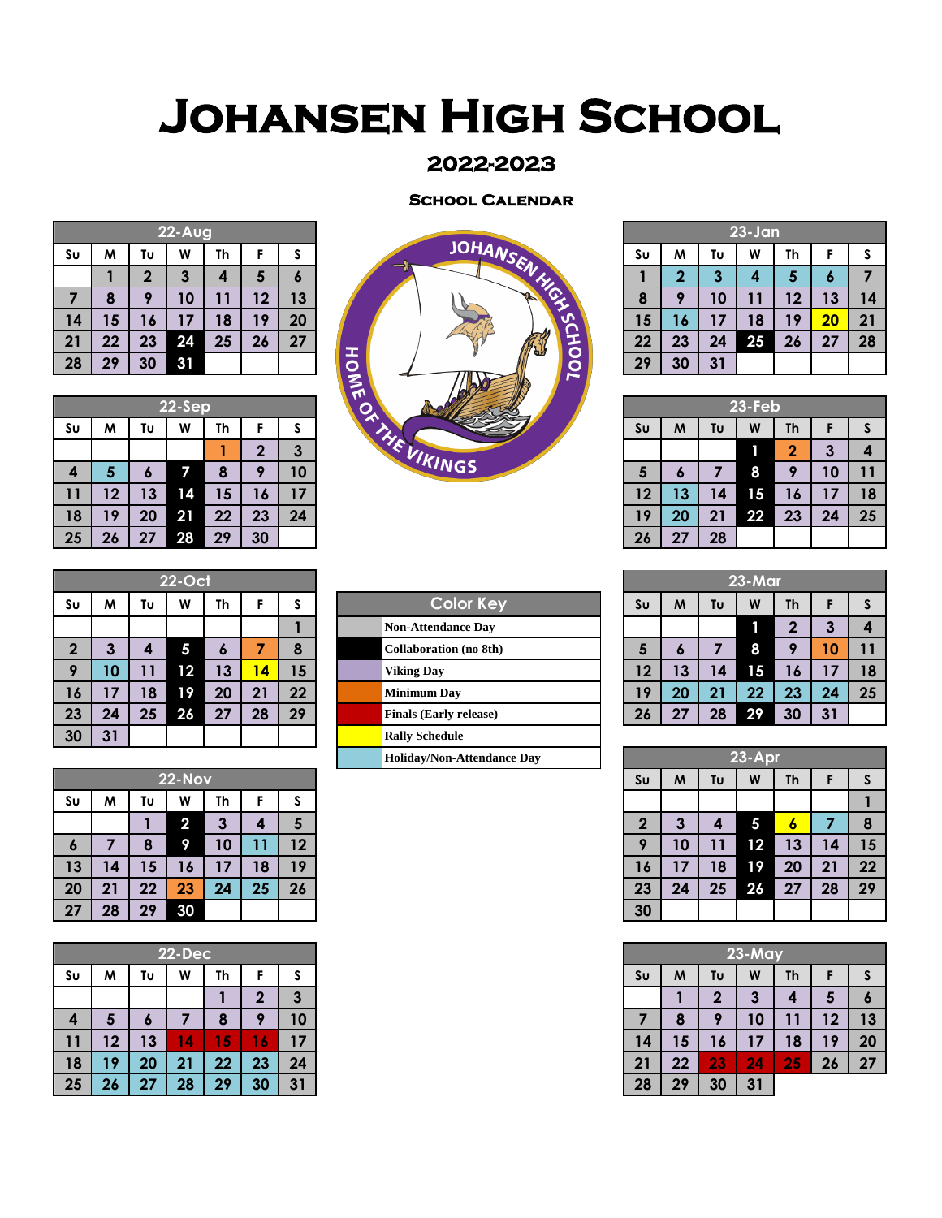# JOHANSEN HIGH SCHOOL

## 2022-2023

### SCHOOL CALENDAR

| 22-Aug | | | | | | |
|---|---|---|---|---|---|---|
| Su | M | Tu | W | Th | F | S |
| | 1 | 2 | 3 | 4 | 5 | 6 |
| 7 | 8 | 9 | 10 | 11 | 12 | 13 |
| 14 | 15 | 16 | 17 | 18 | 19 | 20 |
| 21 | 22 | 23 | 24 | 25 | 26 | 27 |
| 28 | 29 | 30 | 31 | | | |

| 22-Sep | | | | | | |
|---|---|---|---|---|---|---|
| Su | M | Tu | W | Th | F | S |
| | | | | 1 | 2 | 3 |
| 4 | 5 | 6 | 7 | 8 | 9 | 10 |
| 11 | 12 | 13 | 14 | 15 | 16 | 17 |
| 18 | 19 | 20 | 21 | 22 | 23 | 24 |
| 25 | 26 | 27 | 28 | 29 | 30 | |

| 22-Oct | | | | | | |
|---|---|---|---|---|---|---|
| Su | M | Tu | W | Th | F | S |
| | | | | | | 1 |
| 2 | 3 | 4 | 5 | 6 | 7 | 8 |
| 9 | 10 | 11 | 12 | 13 | 14 | 15 |
| 16 | 17 | 18 | 19 | 20 | 21 | 22 |
| 23 | 24 | 25 | 26 | 27 | 28 | 29 |
| 30 | 31 | | | | | |

| 22-Nov | | | | | | |
|---|---|---|---|---|---|---|
| Su | M | Tu | W | Th | F | S |
| | | 1 | 2 | 3 | 4 | 5 |
| 6 | 7 | 8 | 9 | 10 | 11 | 12 |
| 13 | 14 | 15 | 16 | 17 | 18 | 19 |
| 20 | 21 | 22 | 23 | 24 | 25 | 26 |
| 27 | 28 | 29 | 30 | | | |

| 22-Dec | | | | | | |
|---|---|---|---|---|---|---|
| Su | M | Tu | W | Th | F | S |
| | | | | 1 | 2 | 3 |
| 4 | 5 | 6 | 7 | 8 | 9 | 10 |
| 11 | 12 | 13 | 14 | 15 | 16 | 17 |
| 18 | 19 | 20 | 21 | 22 | 23 | 24 |
| 25 | 26 | 27 | 28 | 29 | 30 | 31 |

JOHANSEN HIGH SCHOOL
HOME OF THE VIKINGS

| Color Key |
|---|
| Non-Attendance Day |
| Collaboration (no 8th) |
| Viking Day |
| Minimum Day |
| Finals (Early release) |
| Rally Schedule |
| Holiday/Non-Attendance Day |

| 23-Jan | | | | | | |
|---|---|---|---|---|---|---|
| Su | M | Tu | W | Th | F | S |
| 1 | 2 | 3 | 4 | 5 | 6 | 7 |
| 8 | 9 | 10 | 11 | 12 | 13 | 14 |
| 15 | 16 | 17 | 18 | 19 | 20 | 21 |
| 22 | 23 | 24 | 25 | 26 | 27 | 28 |
| 29 | 30 | 31 | | | | |

| 23-Feb | | | | | | |
|---|---|---|---|---|---|---|
| Su | M | Tu | W | Th | F | S |
| | | | 1 | 2 | 3 | 4 |
| 5 | 6 | 7 | 8 | 9 | 10 | 11 |
| 12 | 13 | 14 | 15 | 16 | 17 | 18 |
| 19 | 20 | 21 | 22 | 23 | 24 | 25 |
| 26 | 27 | 28 | | | | |

| 23-Mar | | | | | | |
|---|---|---|---|---|---|---|
| Su | M | Tu | W | Th | F | S |
| | | | 1 | 2 | 3 | 4 |
| 5 | 6 | 7 | 8 | 9 | 10 | 11 |
| 12 | 13 | 14 | 15 | 16 | 17 | 18 |
| 19 | 20 | 21 | 22 | 23 | 24 | 25 |
| 26 | 27 | 28 | 29 | 30 | 31 | |

| 23-Apr | | | | | | |
|---|---|---|---|---|---|---|
| Su | M | Tu | W | Th | F | S |
| | | | | | | 1 |
| 2 | 3 | 4 | 5 | 6 | 7 | 8 |
| 9 | 10 | 11 | 12 | 13 | 14 | 15 |
| 16 | 17 | 18 | 19 | 20 | 21 | 22 |
| 23 | 24 | 25 | 26 | 27 | 28 | 29 |
| 30 | | | | | | |

| 23-May | | | | | | |
|---|---|---|---|---|---|---|
| Su | M | Tu | W | Th | F | S |
| | 1 | 2 | 3 | 4 | 5 | 6 |
| 7 | 8 | 9 | 10 | 11 | 12 | 13 |
| 14 | 15 | 16 | 17 | 18 | 19 | 20 |
| 21 | 22 | 23 | 24 | 25 | 26 | 27 |
| 28 | 29 | 30 | 31 | | | |